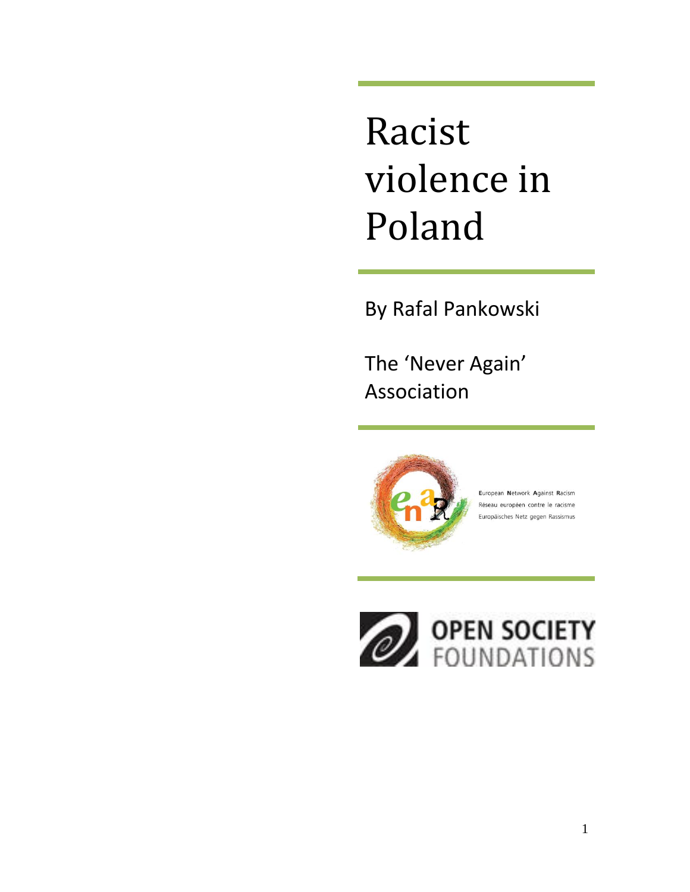# Racist violence in Poland

By Rafal Pankowski

The 'Never Again' Association

European Network Against Racism
Réseau européen contre le racisme
Europäisches Netz gegen Rassismus

OPEN SOCIETY FOUNDATIONS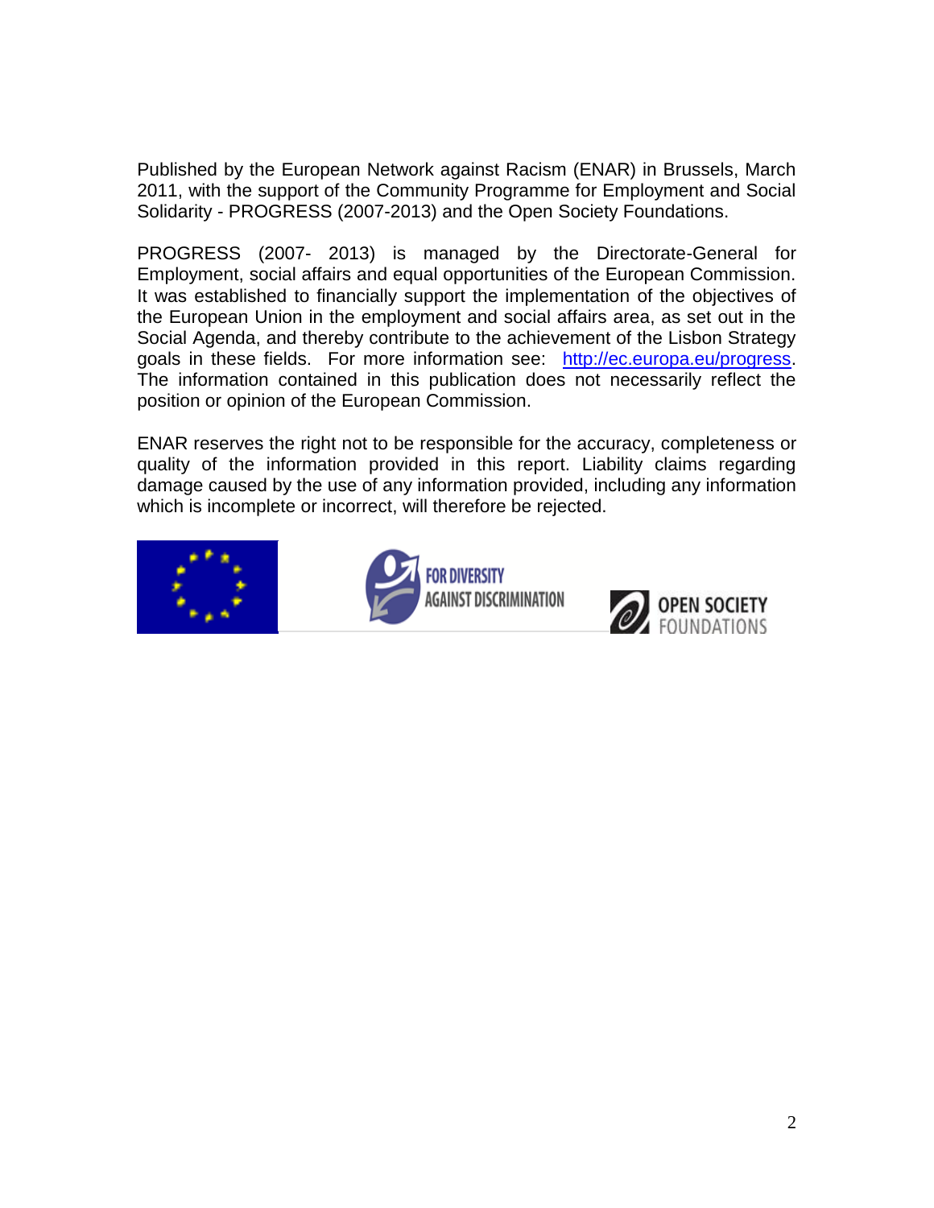Published by the European Network against Racism (ENAR) in Brussels, March 2011, with the support of the Community Programme for Employment and Social Solidarity - PROGRESS (2007-2013) and the Open Society Foundations.

PROGRESS (2007- 2013) is managed by the Directorate-General for Employment, social affairs and equal opportunities of the European Commission. It was established to financially support the implementation of the objectives of the European Union in the employment and social affairs area, as set out in the Social Agenda, and thereby contribute to the achievement of the Lisbon Strategy goals in these fields. For more information see: http://ec.europa.eu/progress. The information contained in this publication does not necessarily reflect the position or opinion of the European Commission.

ENAR reserves the right not to be responsible for the accuracy, completeness or quality of the information provided in this report. Liability claims regarding damage caused by the use of any information provided, including any information which is incomplete or incorrect, will therefore be rejected.

FOR DIVERSITY AGAINST DISCRIMINATION

OPEN SOCIETY FOUNDATIONS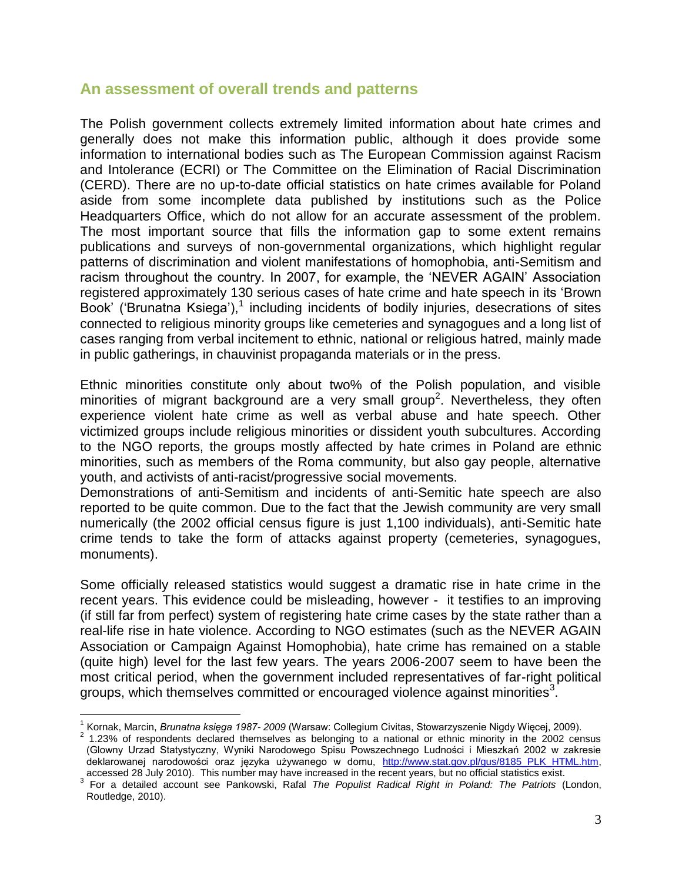## An assessment of overall trends and patterns

The Polish government collects extremely limited information about hate crimes and generally does not make this information public, although it does provide some information to international bodies such as The European Commission against Racism and Intolerance (ECRI) or The Committee on the Elimination of Racial Discrimination (CERD). There are no up-to-date official statistics on hate crimes available for Poland aside from some incomplete data published by institutions such as the Police Headquarters Office, which do not allow for an accurate assessment of the problem. The most important source that fills the information gap to some extent remains publications and surveys of non-governmental organizations, which highlight regular patterns of discrimination and violent manifestations of homophobia, anti-Semitism and racism throughout the country. In 2007, for example, the 'NEVER AGAIN' Association registered approximately 130 serious cases of hate crime and hate speech in its 'Brown Book' ('Brunatna Ksiega'),[1] including incidents of bodily injuries, desecrations of sites connected to religious minority groups like cemeteries and synagogues and a long list of cases ranging from verbal incitement to ethnic, national or religious hatred, mainly made in public gatherings, in chauvinist propaganda materials or in the press.

Ethnic minorities constitute only about two% of the Polish population, and visible minorities of migrant background are a very small group[2]. Nevertheless, they often experience violent hate crime as well as verbal abuse and hate speech. Other victimized groups include religious minorities or dissident youth subcultures. According to the NGO reports, the groups mostly affected by hate crimes in Poland are ethnic minorities, such as members of the Roma community, but also gay people, alternative youth, and activists of anti-racist/progressive social movements.

Demonstrations of anti-Semitism and incidents of anti-Semitic hate speech are also reported to be quite common. Due to the fact that the Jewish community are very small numerically (the 2002 official census figure is just 1,100 individuals), anti-Semitic hate crime tends to take the form of attacks against property (cemeteries, synagogues, monuments).

Some officially released statistics would suggest a dramatic rise in hate crime in the recent years. This evidence could be misleading, however - it testifies to an improving (if still far from perfect) system of registering hate crime cases by the state rather than a real-life rise in hate violence. According to NGO estimates (such as the NEVER AGAIN Association or Campaign Against Homophobia), hate crime has remained on a stable (quite high) level for the last few years. The years 2006-2007 seem to have been the most critical period, when the government included representatives of far-right political groups, which themselves committed or encouraged violence against minorities[3].

---

[1] Kornak, Marcin, *Brunatna księga 1987- 2009* (Warsaw: Collegium Civitas, Stowarzyszenie Nigdy Więcej, 2009).

[2] 1.23% of respondents declared themselves as belonging to a national or ethnic minority in the 2002 census (Glowny Urzad Statystyczny, Wyniki Narodowego Spisu Powszechnego Ludności i Mieszkań 2002 w zakresie deklarowanej narodowości oraz języka używanego w domu, http://www.stat.gov.pl/gus/8185_PLK_HTML.htm, accessed 28 July 2010). This number may have increased in the recent years, but no official statistics exist.

[3] For a detailed account see Pankowski, Rafal *The Populist Radical Right in Poland: The Patriots* (London, Routledge, 2010).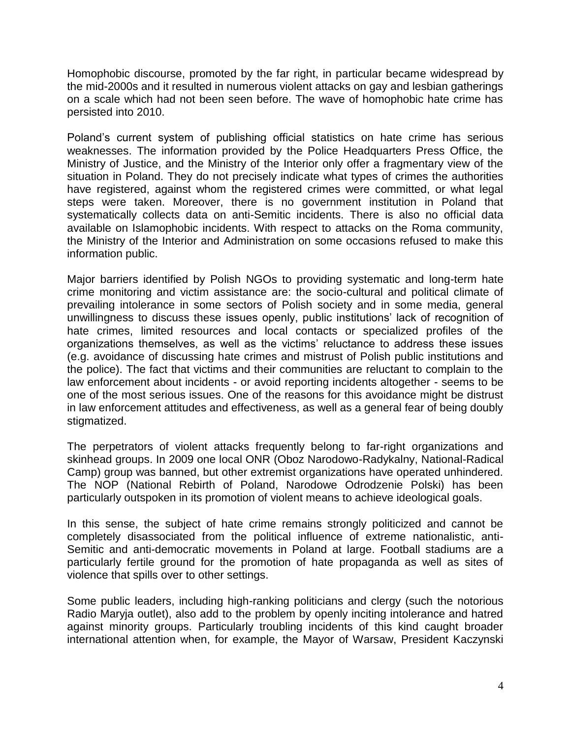Homophobic discourse, promoted by the far right, in particular became widespread by the mid-2000s and it resulted in numerous violent attacks on gay and lesbian gatherings on a scale which had not been seen before. The wave of homophobic hate crime has persisted into 2010.

Poland's current system of publishing official statistics on hate crime has serious weaknesses. The information provided by the Police Headquarters Press Office, the Ministry of Justice, and the Ministry of the Interior only offer a fragmentary view of the situation in Poland. They do not precisely indicate what types of crimes the authorities have registered, against whom the registered crimes were committed, or what legal steps were taken. Moreover, there is no government institution in Poland that systematically collects data on anti-Semitic incidents. There is also no official data available on Islamophobic incidents. With respect to attacks on the Roma community, the Ministry of the Interior and Administration on some occasions refused to make this information public.

Major barriers identified by Polish NGOs to providing systematic and long-term hate crime monitoring and victim assistance are: the socio-cultural and political climate of prevailing intolerance in some sectors of Polish society and in some media, general unwillingness to discuss these issues openly, public institutions' lack of recognition of hate crimes, limited resources and local contacts or specialized profiles of the organizations themselves, as well as the victims' reluctance to address these issues (e.g. avoidance of discussing hate crimes and mistrust of Polish public institutions and the police). The fact that victims and their communities are reluctant to complain to the law enforcement about incidents - or avoid reporting incidents altogether - seems to be one of the most serious issues. One of the reasons for this avoidance might be distrust in law enforcement attitudes and effectiveness, as well as a general fear of being doubly stigmatized.

The perpetrators of violent attacks frequently belong to far-right organizations and skinhead groups. In 2009 one local ONR (Oboz Narodowo-Radykalny, National-Radical Camp) group was banned, but other extremist organizations have operated unhindered. The NOP (National Rebirth of Poland, Narodowe Odrodzenie Polski) has been particularly outspoken in its promotion of violent means to achieve ideological goals.

In this sense, the subject of hate crime remains strongly politicized and cannot be completely disassociated from the political influence of extreme nationalistic, anti-Semitic and anti-democratic movements in Poland at large. Football stadiums are a particularly fertile ground for the promotion of hate propaganda as well as sites of violence that spills over to other settings.

Some public leaders, including high-ranking politicians and clergy (such the notorious Radio Maryja outlet), also add to the problem by openly inciting intolerance and hatred against minority groups. Particularly troubling incidents of this kind caught broader international attention when, for example, the Mayor of Warsaw, President Kaczynski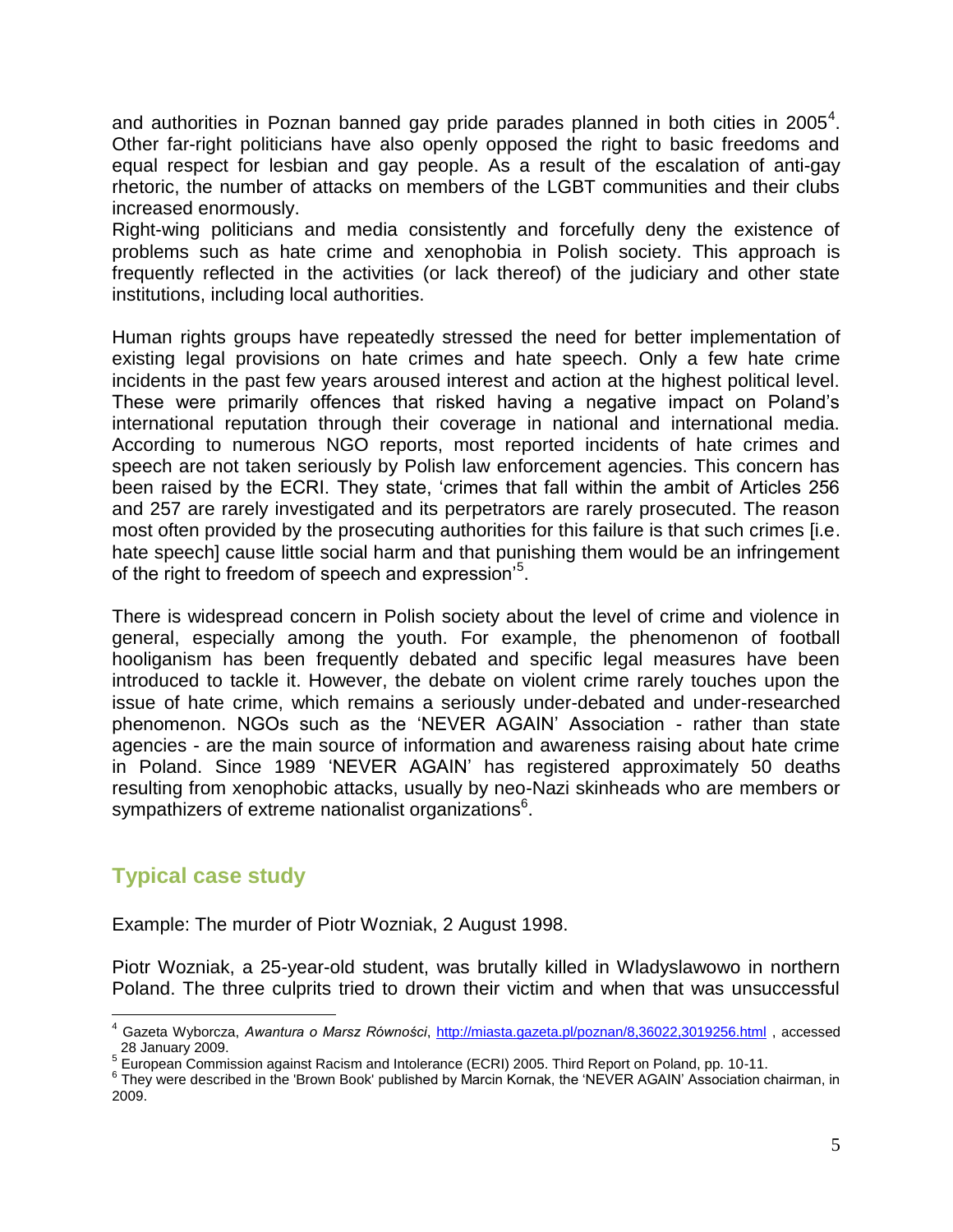and authorities in Poznan banned gay pride parades planned in both cities in 2005[4]. Other far-right politicians have also openly opposed the right to basic freedoms and equal respect for lesbian and gay people. As a result of the escalation of anti-gay rhetoric, the number of attacks on members of the LGBT communities and their clubs increased enormously.
Right-wing politicians and media consistently and forcefully deny the existence of problems such as hate crime and xenophobia in Polish society. This approach is frequently reflected in the activities (or lack thereof) of the judiciary and other state institutions, including local authorities.

Human rights groups have repeatedly stressed the need for better implementation of existing legal provisions on hate crimes and hate speech. Only a few hate crime incidents in the past few years aroused interest and action at the highest political level. These were primarily offences that risked having a negative impact on Poland's international reputation through their coverage in national and international media. According to numerous NGO reports, most reported incidents of hate crimes and speech are not taken seriously by Polish law enforcement agencies. This concern has been raised by the ECRI. They state, 'crimes that fall within the ambit of Articles 256 and 257 are rarely investigated and its perpetrators are rarely prosecuted. The reason most often provided by the prosecuting authorities for this failure is that such crimes [i.e. hate speech] cause little social harm and that punishing them would be an infringement of the right to freedom of speech and expression'[5].

There is widespread concern in Polish society about the level of crime and violence in general, especially among the youth. For example, the phenomenon of football hooliganism has been frequently debated and specific legal measures have been introduced to tackle it. However, the debate on violent crime rarely touches upon the issue of hate crime, which remains a seriously under-debated and under-researched phenomenon. NGOs such as the 'NEVER AGAIN' Association - rather than state agencies - are the main source of information and awareness raising about hate crime in Poland. Since 1989 'NEVER AGAIN' has registered approximately 50 deaths resulting from xenophobic attacks, usually by neo-Nazi skinheads who are members or sympathizers of extreme nationalist organizations[6].

## Typical case study

Example: The murder of Piotr Wozniak, 2 August 1998.

Piotr Wozniak, a 25-year-old student, was brutally killed in Wladyslawowo in northern Poland. The three culprits tried to drown their victim and when that was unsuccessful

---

[4] Gazeta Wyborcza, *Awantura o Marsz Równości*, http://miasta.gazeta.pl/poznan/8,36022,3019256.html , accessed 28 January 2009.

[5] European Commission against Racism and Intolerance (ECRI) 2005. Third Report on Poland, pp. 10-11.

[6] They were described in the 'Brown Book' published by Marcin Kornak, the 'NEVER AGAIN' Association chairman, in 2009.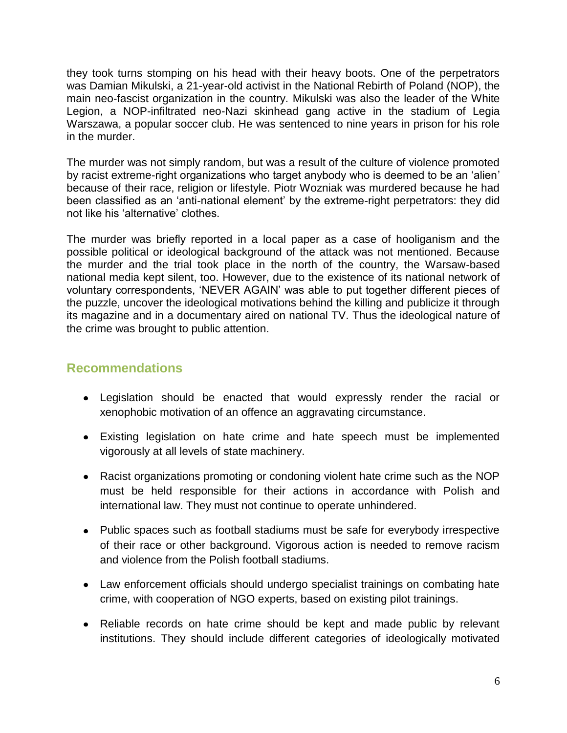they took turns stomping on his head with their heavy boots. One of the perpetrators was Damian Mikulski, a 21-year-old activist in the National Rebirth of Poland (NOP), the main neo-fascist organization in the country. Mikulski was also the leader of the White Legion, a NOP-infiltrated neo-Nazi skinhead gang active in the stadium of Legia Warszawa, a popular soccer club. He was sentenced to nine years in prison for his role in the murder.

The murder was not simply random, but was a result of the culture of violence promoted by racist extreme-right organizations who target anybody who is deemed to be an 'alien' because of their race, religion or lifestyle. Piotr Wozniak was murdered because he had been classified as an 'anti-national element' by the extreme-right perpetrators: they did not like his 'alternative' clothes.

The murder was briefly reported in a local paper as a case of hooliganism and the possible political or ideological background of the attack was not mentioned. Because the murder and the trial took place in the north of the country, the Warsaw-based national media kept silent, too. However, due to the existence of its national network of voluntary correspondents, 'NEVER AGAIN' was able to put together different pieces of the puzzle, uncover the ideological motivations behind the killing and publicize it through its magazine and in a documentary aired on national TV. Thus the ideological nature of the crime was brought to public attention.

## Recommendations

- Legislation should be enacted that would expressly render the racial or xenophobic motivation of an offence an aggravating circumstance.
- Existing legislation on hate crime and hate speech must be implemented vigorously at all levels of state machinery.
- Racist organizations promoting or condoning violent hate crime such as the NOP must be held responsible for their actions in accordance with Polish and international law. They must not continue to operate unhindered.
- Public spaces such as football stadiums must be safe for everybody irrespective of their race or other background. Vigorous action is needed to remove racism and violence from the Polish football stadiums.
- Law enforcement officials should undergo specialist trainings on combating hate crime, with cooperation of NGO experts, based on existing pilot trainings.
- Reliable records on hate crime should be kept and made public by relevant institutions. They should include different categories of ideologically motivated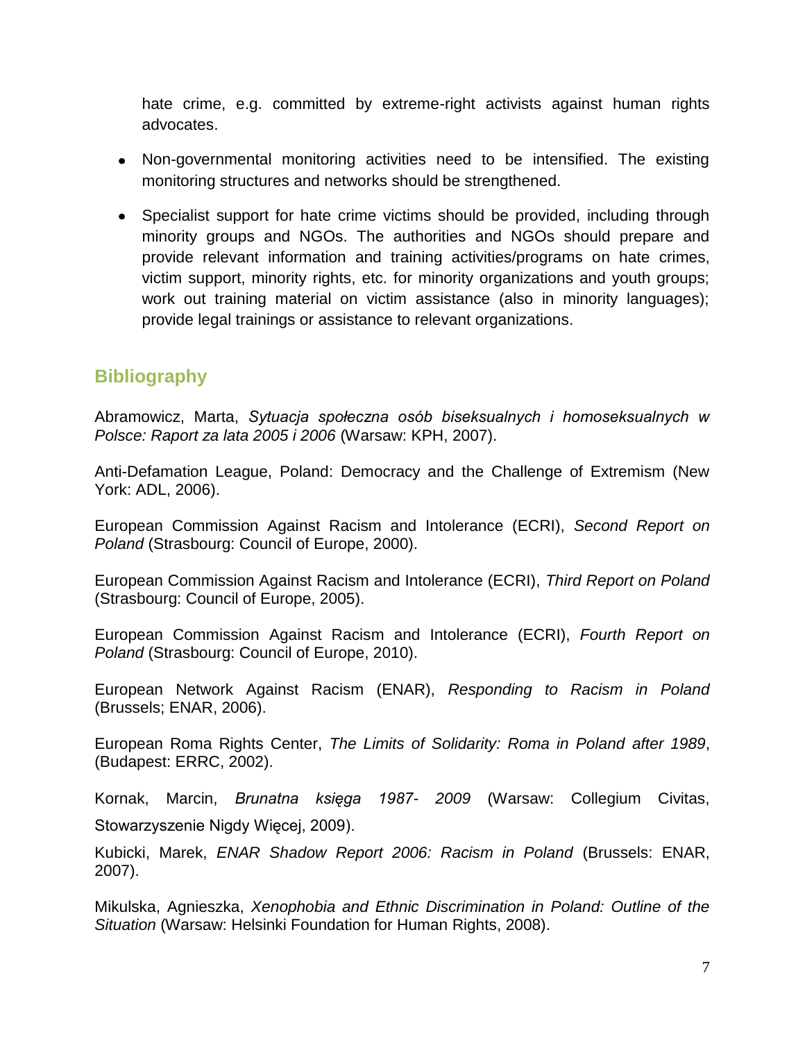hate crime, e.g. committed by extreme-right activists against human rights advocates.

- Non-governmental monitoring activities need to be intensified. The existing monitoring structures and networks should be strengthened.
- Specialist support for hate crime victims should be provided, including through minority groups and NGOs. The authorities and NGOs should prepare and provide relevant information and training activities/programs on hate crimes, victim support, minority rights, etc. for minority organizations and youth groups; work out training material on victim assistance (also in minority languages); provide legal trainings or assistance to relevant organizations.

## Bibliography

Abramowicz, Marta, *Sytuacja społeczna osób biseksualnych i homoseksualnych w Polsce: Raport za lata 2005 i 2006* (Warsaw: KPH, 2007).

Anti-Defamation League, Poland: Democracy and the Challenge of Extremism (New York: ADL, 2006).

European Commission Against Racism and Intolerance (ECRI), *Second Report on Poland* (Strasbourg: Council of Europe, 2000).

European Commission Against Racism and Intolerance (ECRI), *Third Report on Poland* (Strasbourg: Council of Europe, 2005).

European Commission Against Racism and Intolerance (ECRI), *Fourth Report on Poland* (Strasbourg: Council of Europe, 2010).

European Network Against Racism (ENAR), *Responding to Racism in Poland* (Brussels; ENAR, 2006).

European Roma Rights Center, *The Limits of Solidarity: Roma in Poland after 1989*, (Budapest: ERRC, 2002).

Kornak, Marcin, *Brunatna księga 1987- 2009* (Warsaw: Collegium Civitas, Stowarzyszenie Nigdy Więcej, 2009).

Kubicki, Marek, *ENAR Shadow Report 2006: Racism in Poland* (Brussels: ENAR, 2007).

Mikulska, Agnieszka, *Xenophobia and Ethnic Discrimination in Poland: Outline of the Situation* (Warsaw: Helsinki Foundation for Human Rights, 2008).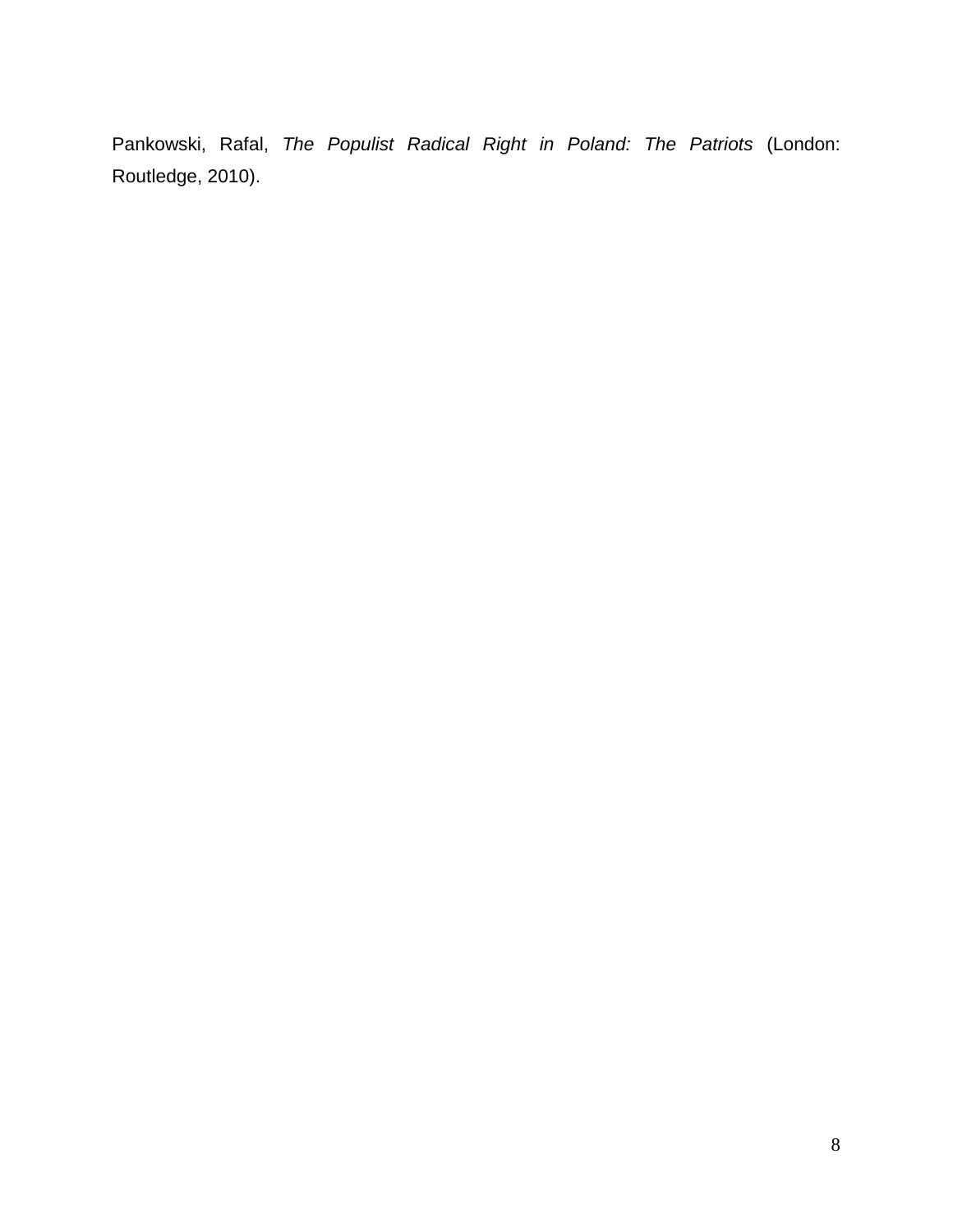Pankowski, Rafal, *The Populist Radical Right in Poland: The Patriots* (London: Routledge, 2010).